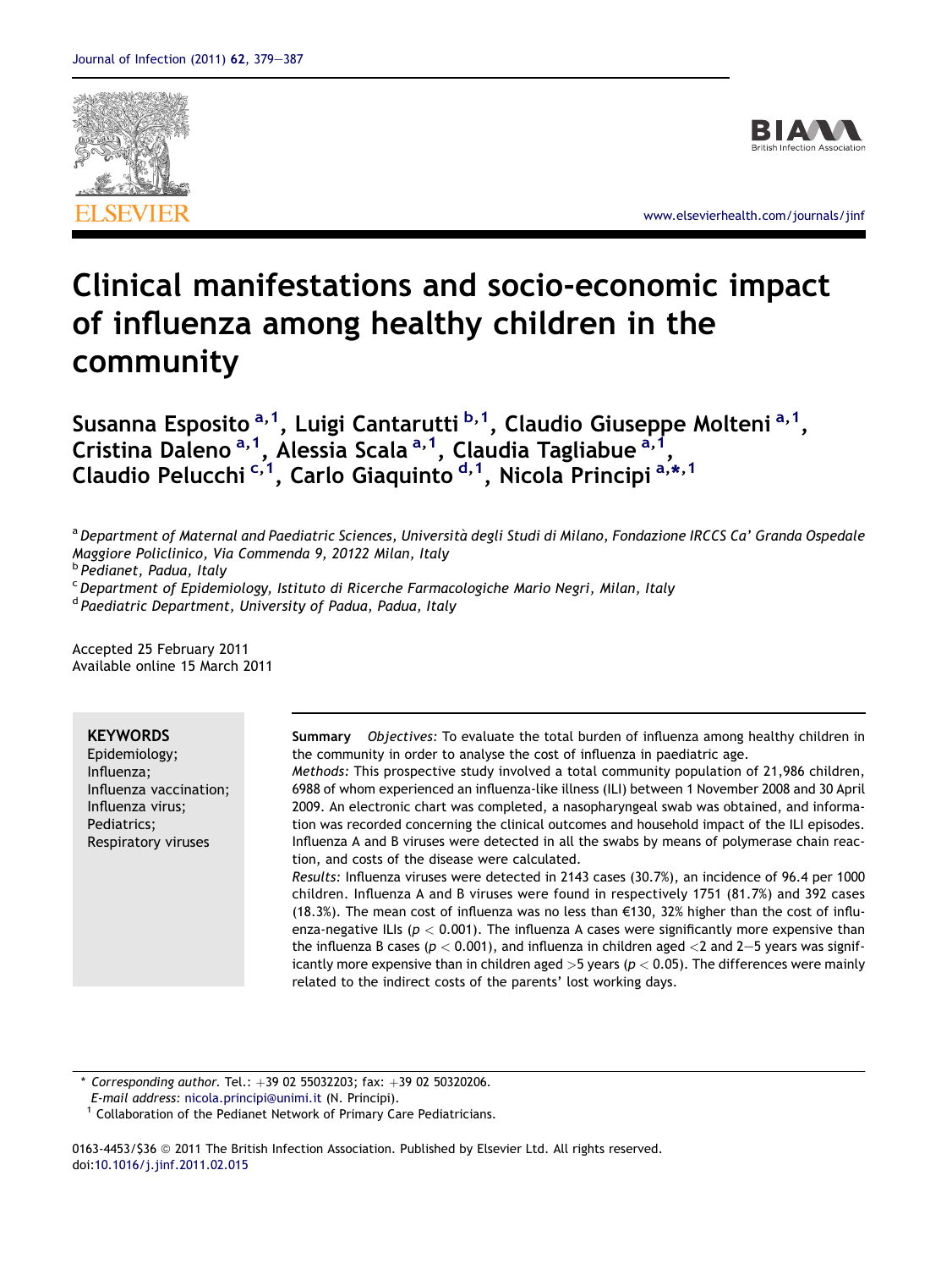# Clinical manifestations and socio-economic impact of influenza among healthy children in the community

Susanna Esposito [a,1], Luigi Cantarutti [b,1], Claudio Giuseppe Molteni [a,1], Cristina Daleno [a,1], Alessia Scala [a,1], Claudia Tagliabue [a,1], Claudio Pelucchi [c,1], Carlo Giaquinto [d,1], Nicola Principi [a,*,1]

[a] *Department of Maternal and Paediatric Sciences, Università degli Studi di Milano, Fondazione IRCCS Ca' Granda Ospedale Maggiore Policlinico, Via Commenda 9, 20122 Milan, Italy*
[b] *Pedianet, Padua, Italy*
[c] *Department of Epidemiology, Istituto di Ricerche Farmacologiche Mario Negri, Milan, Italy*
[d] *Paediatric Department, University of Padua, Padua, Italy*

Accepted 25 February 2011
Available online 15 March 2011

**KEYWORDS**
Epidemiology;
Influenza;
Influenza vaccination;
Influenza virus;
Pediatrics;
Respiratory viruses

**Summary** *Objectives:* To evaluate the total burden of influenza among healthy children in the community in order to analyse the cost of influenza in paediatric age.

*Methods:* This prospective study involved a total community population of 21,986 children, 6988 of whom experienced an influenza-like illness (ILI) between 1 November 2008 and 30 April 2009. An electronic chart was completed, a nasopharyngeal swab was obtained, and information was recorded concerning the clinical outcomes and household impact of the ILI episodes. Influenza A and B viruses were detected in all the swabs by means of polymerase chain reaction, and costs of the disease were calculated.

*Results:* Influenza viruses were detected in 2143 cases (30.7%), an incidence of 96.4 per 1000 children. Influenza A and B viruses were found in respectively 1751 (81.7%) and 392 cases (18.3%). The mean cost of influenza was no less than €130, 32% higher than the cost of influenza-negative ILIs ($p < 0.001$). The influenza A cases were significantly more expensive than the influenza B cases ($p < 0.001$), and influenza in children aged <2 and 2–5 years was significantly more expensive than in children aged >5 years ($p < 0.05$). The differences were mainly related to the indirect costs of the parents' lost working days.

\* *Corresponding author.* Tel.: +39 02 55032203; fax: +39 02 50320206.
*E-mail address:* nicola.principi@unimi.it (N. Principi).
[1] Collaboration of the Pedianet Network of Primary Care Pediatricians.

0163-4453/$36 © 2011 The British Infection Association. Published by Elsevier Ltd. All rights reserved.
doi:10.1016/j.jinf.2011.02.015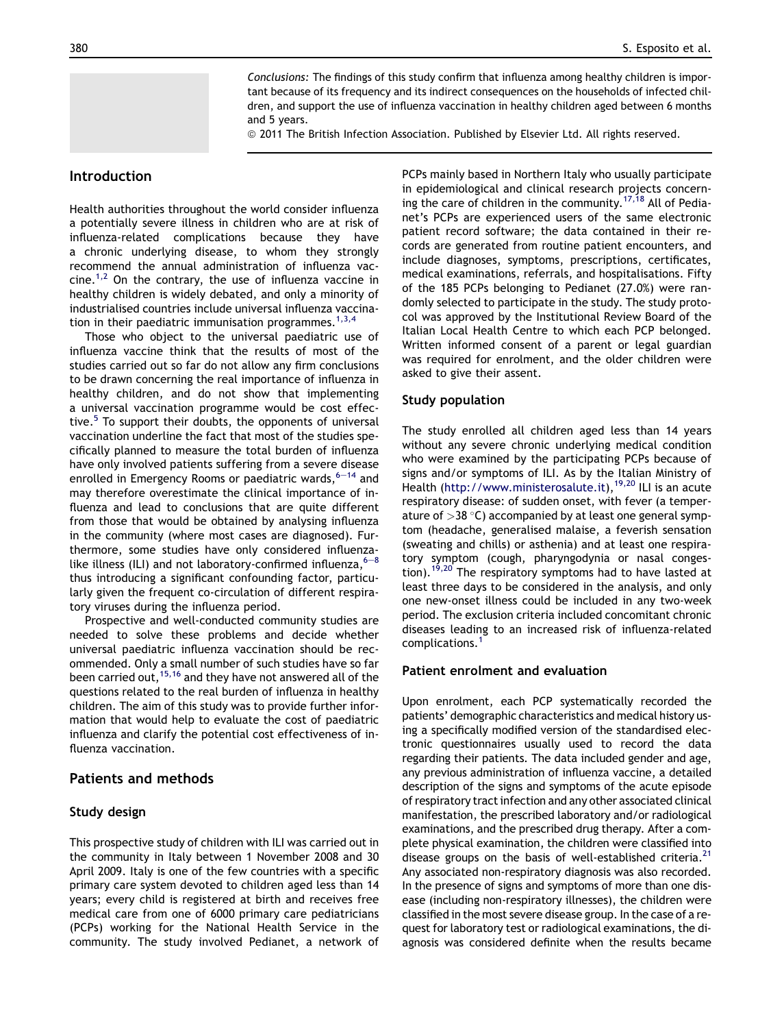*Conclusions:* The findings of this study confirm that influenza among healthy children is important because of its frequency and its indirect consequences on the households of infected children, and support the use of influenza vaccination in healthy children aged between 6 months and 5 years.

© 2011 The British Infection Association. Published by Elsevier Ltd. All rights reserved.

## Introduction

Health authorities throughout the world consider influenza a potentially severe illness in children who are at risk of influenza-related complications because they have a chronic underlying disease, to whom they strongly recommend the annual administration of influenza vaccine.[1,2] On the contrary, the use of influenza vaccine in healthy children is widely debated, and only a minority of industrialised countries include universal influenza vaccination in their paediatric immunisation programmes.[1,3,4]

Those who object to the universal paediatric use of influenza vaccine think that the results of most of the studies carried out so far do not allow any firm conclusions to be drawn concerning the real importance of influenza in healthy children, and do not show that implementing a universal vaccination programme would be cost effective.[5] To support their doubts, the opponents of universal vaccination underline the fact that most of the studies specifically planned to measure the total burden of influenza have only involved patients suffering from a severe disease enrolled in Emergency Rooms or paediatric wards,[6–14] and may therefore overestimate the clinical importance of influenza and lead to conclusions that are quite different from those that would be obtained by analysing influenza in the community (where most cases are diagnosed). Furthermore, some studies have only considered influenza-like illness (ILI) and not laboratory-confirmed influenza,[6–8] thus introducing a significant confounding factor, particularly given the frequent co-circulation of different respiratory viruses during the influenza period.

Prospective and well-conducted community studies are needed to solve these problems and decide whether universal paediatric influenza vaccination should be recommended. Only a small number of such studies have so far been carried out,[15,16] and they have not answered all of the questions related to the real burden of influenza in healthy children. The aim of this study was to provide further information that would help to evaluate the cost of paediatric influenza and clarify the potential cost effectiveness of influenza vaccination.

## Patients and methods

### Study design

This prospective study of children with ILI was carried out in the community in Italy between 1 November 2008 and 30 April 2009. Italy is one of the few countries with a specific primary care system devoted to children aged less than 14 years; every child is registered at birth and receives free medical care from one of 6000 primary care pediatricians (PCPs) working for the National Health Service in the community. The study involved Pedianet, a network of PCPs mainly based in Northern Italy who usually participate in epidemiological and clinical research projects concerning the care of children in the community.[17,18] All of Pedianet's PCPs are experienced users of the same electronic patient record software; the data contained in their records are generated from routine patient encounters, and include diagnoses, symptoms, prescriptions, certificates, medical examinations, referrals, and hospitalisations. Fifty of the 185 PCPs belonging to Pedianet (27.0%) were randomly selected to participate in the study. The study protocol was approved by the Institutional Review Board of the Italian Local Health Centre to which each PCP belonged. Written informed consent of a parent or legal guardian was required for enrolment, and the older children were asked to give their assent.

### Study population

The study enrolled all children aged less than 14 years without any severe chronic underlying medical condition who were examined by the participating PCPs because of signs and/or symptoms of ILI. As by the Italian Ministry of Health (http://www.ministerosalute.it),[19,20] ILI is an acute respiratory disease: of sudden onset, with fever (a temperature of >38 °C) accompanied by at least one general symptom (headache, generalised malaise, a feverish sensation (sweating and chills) or asthenia) and at least one respiratory symptom (cough, pharyngodynia or nasal congestion).[19,20] The respiratory symptoms had to have lasted at least three days to be considered in the analysis, and only one new-onset illness could be included in any two-week period. The exclusion criteria included concomitant chronic diseases leading to an increased risk of influenza-related complications.[1]

### Patient enrolment and evaluation

Upon enrolment, each PCP systematically recorded the patients' demographic characteristics and medical history using a specifically modified version of the standardised electronic questionnaires usually used to record the data regarding their patients. The data included gender and age, any previous administration of influenza vaccine, a detailed description of the signs and symptoms of the acute episode of respiratory tract infection and any other associated clinical manifestation, the prescribed laboratory and/or radiological examinations, and the prescribed drug therapy. After a complete physical examination, the children were classified into disease groups on the basis of well-established criteria.[21] Any associated non-respiratory diagnosis was also recorded. In the presence of signs and symptoms of more than one disease (including non-respiratory illnesses), the children were classified in the most severe disease group. In the case of a request for laboratory test or radiological examinations, the diagnosis was considered definite when the results became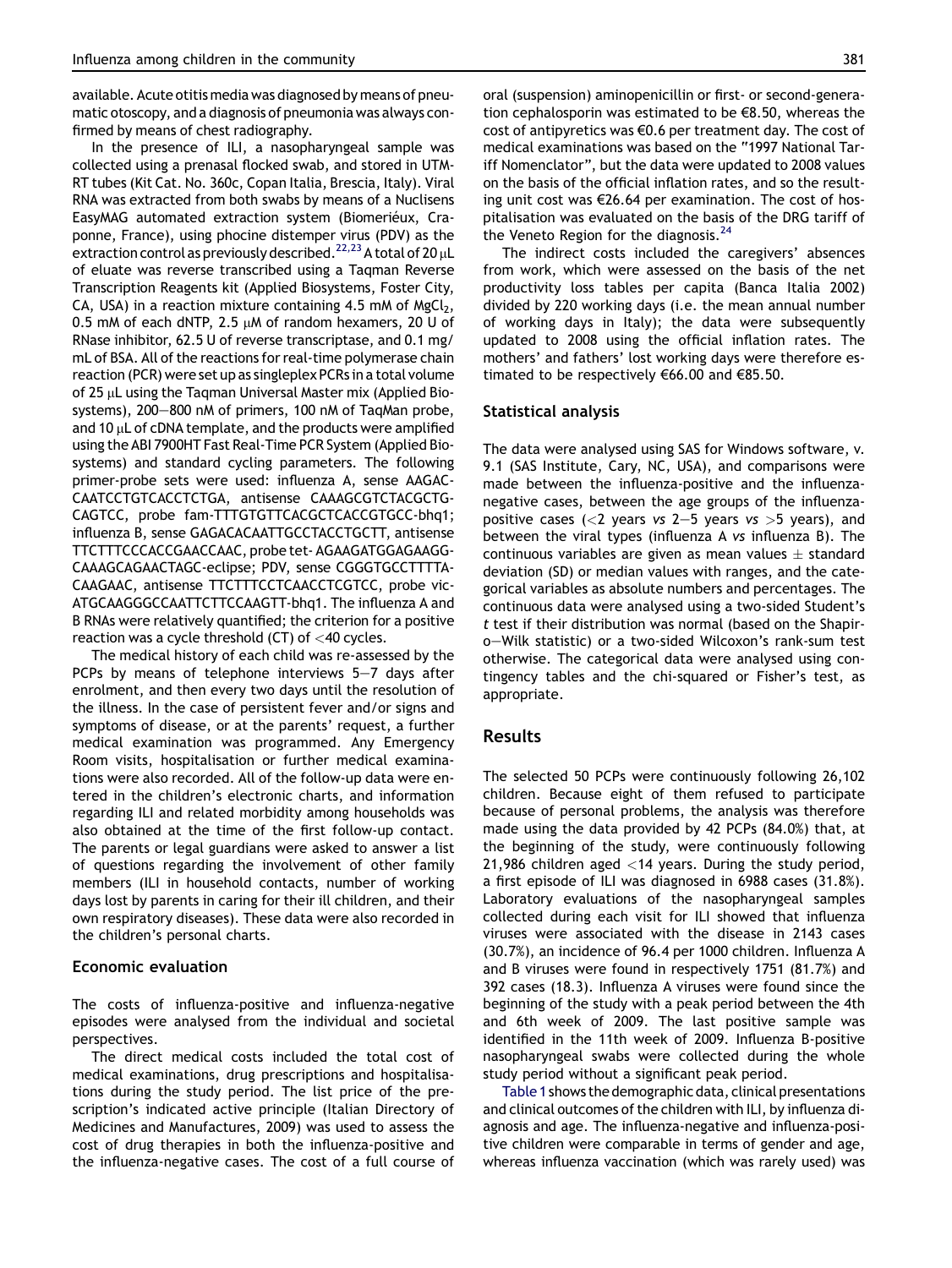available. Acute otitis media was diagnosed by means of pneumatic otoscopy, and a diagnosis of pneumonia was always confirmed by means of chest radiography.

In the presence of ILI, a nasopharyngeal sample was collected using a prenasal flocked swab, and stored in UTM-RT tubes (Kit Cat. No. 360c, Copan Italia, Brescia, Italy). Viral RNA was extracted from both swabs by means of a Nuclisens EasyMAG automated extraction system (Biomeriéux, Craponne, France), using phocine distemper virus (PDV) as the extraction control as previously described.[22,23] A total of 20 μL of eluate was reverse transcribed using a Taqman Reverse Transcription Reagents kit (Applied Biosystems, Foster City, CA, USA) in a reaction mixture containing 4.5 mM of $MgCl_2$, 0.5 mM of each dNTP, 2.5 μM of random hexamers, 20 U of RNase inhibitor, 62.5 U of reverse transcriptase, and 0.1 mg/mL of BSA. All of the reactions for real-time polymerase chain reaction (PCR) were set up as singleplex PCRs in a total volume of 25 μL using the Taqman Universal Master mix (Applied Biosystems), 200–800 nM of primers, 100 nM of TaqMan probe, and 10 μL of cDNA template, and the products were amplified using the ABI 7900HT Fast Real-Time PCR System (Applied Biosystems) and standard cycling parameters. The following primer-probe sets were used: influenza A, sense AAGACCAATCCTGTCACCTCTGA, antisense CAAAGCGTCTACGCTGCAGTCC, probe fam-TTTGTGTTCACGCTCACCGTGCC-bhq1; influenza B, sense GAGACACAATTGCCTACCTGCTT, antisense TTCTTTCCCACCGAACCAAC, probe tet-AGAAGATGGAGAAGGCAAAGCAGAACTAGC-eclipse; PDV, sense CGGGTGCCTTTTACAAGAAC, antisense TTCTTTCCTCAACCTCGTCC, probe vic-ATGCAAGGGCCAATTCTTCCAAGTT-bhq1. The influenza A and B RNAs were relatively quantified; the criterion for a positive reaction was a cycle threshold (CT) of <40 cycles.

The medical history of each child was re-assessed by the PCPs by means of telephone interviews 5–7 days after enrolment, and then every two days until the resolution of the illness. In the case of persistent fever and/or signs and symptoms of disease, or at the parents' request, a further medical examination was programmed. Any Emergency Room visits, hospitalisation or further medical examinations were also recorded. All of the follow-up data were entered in the children's electronic charts, and information regarding ILI and related morbidity among households was also obtained at the time of the first follow-up contact. The parents or legal guardians were asked to answer a list of questions regarding the involvement of other family members (ILI in household contacts, number of working days lost by parents in caring for their ill children, and their own respiratory diseases). These data were also recorded in the children's personal charts.

### Economic evaluation

The costs of influenza-positive and influenza-negative episodes were analysed from the individual and societal perspectives.

The direct medical costs included the total cost of medical examinations, drug prescriptions and hospitalisations during the study period. The list price of the prescription's indicated active principle (Italian Directory of Medicines and Manufactures, 2009) was used to assess the cost of drug therapies in both the influenza-positive and the influenza-negative cases. The cost of a full course of oral (suspension) aminopenicillin or first- or second-generation cephalosporin was estimated to be €8.50, whereas the cost of antipyretics was €0.6 per treatment day. The cost of medical examinations was based on the "1997 National Tariff Nomenclator", but the data were updated to 2008 values on the basis of the official inflation rates, and so the resulting unit cost was €26.64 per examination. The cost of hospitalisation was evaluated on the basis of the DRG tariff of the Veneto Region for the diagnosis.[24]

The indirect costs included the caregivers' absences from work, which were assessed on the basis of the net productivity loss tables per capita (Banca Italia 2002) divided by 220 working days (i.e. the mean annual number of working days in Italy); the data were subsequently updated to 2008 using the official inflation rates. The mothers' and fathers' lost working days were therefore estimated to be respectively €66.00 and €85.50.

### Statistical analysis

The data were analysed using SAS for Windows software, v. 9.1 (SAS Institute, Cary, NC, USA), and comparisons were made between the influenza-positive and the influenza-negative cases, between the age groups of the influenza-positive cases (<2 years *vs* 2–5 years *vs* >5 years), and between the viral types (influenza A *vs* influenza B). The continuous variables are given as mean values ± standard deviation (SD) or median values with ranges, and the categorical variables as absolute numbers and percentages. The continuous data were analysed using a two-sided Student's *t* test if their distribution was normal (based on the Shapiro–Wilk statistic) or a two-sided Wilcoxon's rank-sum test otherwise. The categorical data were analysed using contingency tables and the chi-squared or Fisher's test, as appropriate.

## Results

The selected 50 PCPs were continuously following 26,102 children. Because eight of them refused to participate because of personal problems, the analysis was therefore made using the data provided by 42 PCPs (84.0%) that, at the beginning of the study, were continuously following 21,986 children aged <14 years. During the study period, a first episode of ILI was diagnosed in 6988 cases (31.8%). Laboratory evaluations of the nasopharyngeal samples collected during each visit for ILI showed that influenza viruses were associated with the disease in 2143 cases (30.7%), an incidence of 96.4 per 1000 children. Influenza A and B viruses were found in respectively 1751 (81.7%) and 392 cases (18.3). Influenza A viruses were found since the beginning of the study with a peak period between the 4th and 6th week of 2009. The last positive sample was identified in the 11th week of 2009. Influenza B-positive nasopharyngeal swabs were collected during the whole study period without a significant peak period.

Table 1 shows the demographic data, clinical presentations and clinical outcomes of the children with ILI, by influenza diagnosis and age. The influenza-negative and influenza-positive children were comparable in terms of gender and age, whereas influenza vaccination (which was rarely used) was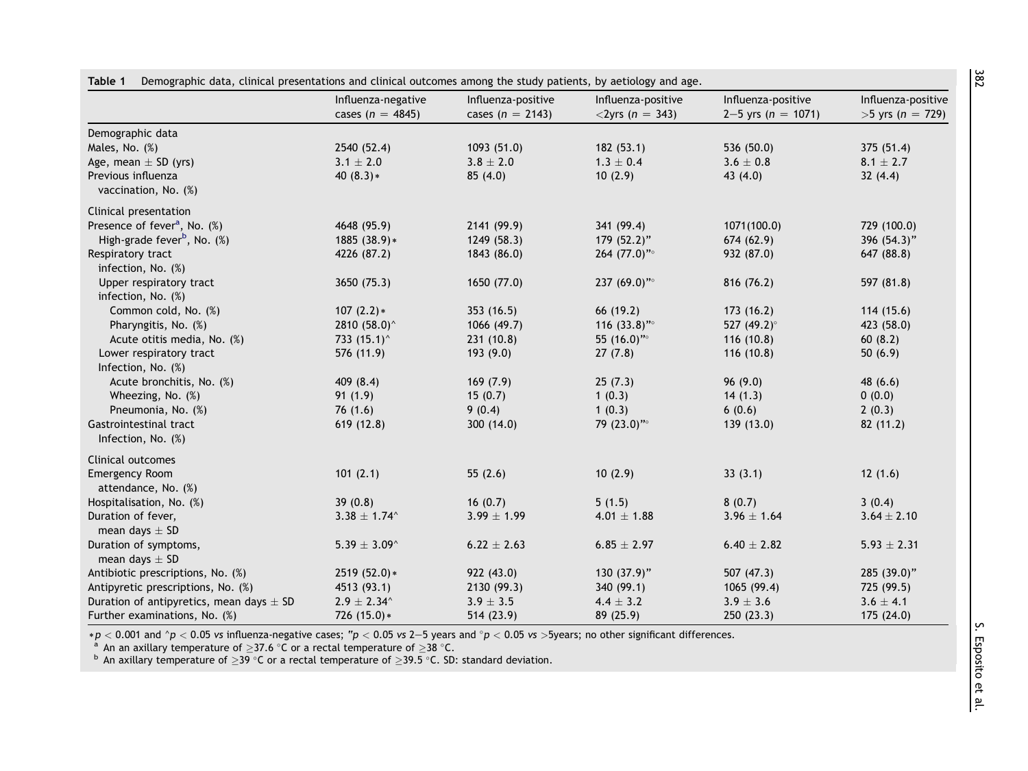**Table 1** Demographic data, clinical presentations and clinical outcomes among the study patients, by aetiology and age.

| | Influenza-negative cases ($n = 4845$) | Influenza-positive cases ($n = 2143$) | Influenza-positive <2yrs ($n = 343$) | Influenza-positive 2–5 yrs ($n = 1071$) | Influenza-positive >5 yrs ($n = 729$) |
|---|---|---|---|---|---|
| Demographic data | | | | | |
| Males, No. (%) | 2540 (52.4) | 1093 (51.0) | 182 (53.1) | 536 (50.0) | 375 (51.4) |
| Age, mean ± SD (yrs) | 3.1 ± 2.0 | 3.8 ± 2.0 | 1.3 ± 0.4 | 3.6 ± 0.8 | 8.1 ± 2.7 |
| Previous influenza vaccination, No. (%) | 40 (8.3)* | 85 (4.0) | 10 (2.9) | 43 (4.0) | 32 (4.4) |
| Clinical presentation | | | | | |
| Presence of fever[a], No. (%) | 4648 (95.9) | 2141 (99.9) | 341 (99.4) | 1071(100.0) | 729 (100.0) |
| High-grade fever[b], No. (%) | 1885 (38.9)* | 1249 (58.3) | 179 (52.2)" | 674 (62.9) | 396 (54.3)" |
| Respiratory tract infection, No. (%) | 4226 (87.2) | 1843 (86.0) | 264 (77.0)"° | 932 (87.0) | 647 (88.8) |
| Upper respiratory tract infection, No. (%) | 3650 (75.3) | 1650 (77.0) | 237 (69.0)"° | 816 (76.2) | 597 (81.8) |
| Common cold, No. (%) | 107 (2.2)* | 353 (16.5) | 66 (19.2) | 173 (16.2) | 114 (15.6) |
| Pharyngitis, No. (%) | 2810 (58.0)^ | 1066 (49.7) | 116 (33.8)"° | 527 (49.2)° | 423 (58.0) |
| Acute otitis media, No. (%) | 733 (15.1)^ | 231 (10.8) | 55 (16.0)"° | 116 (10.8) | 60 (8.2) |
| Lower respiratory tract Infection, No. (%) | 576 (11.9) | 193 (9.0) | 27 (7.8) | 116 (10.8) | 50 (6.9) |
| Acute bronchitis, No. (%) | 409 (8.4) | 169 (7.9) | 25 (7.3) | 96 (9.0) | 48 (6.6) |
| Wheezing, No. (%) | 91 (1.9) | 15 (0.7) | 1 (0.3) | 14 (1.3) | 0 (0.0) |
| Pneumonia, No. (%) | 76 (1.6) | 9 (0.4) | 1 (0.3) | 6 (0.6) | 2 (0.3) |
| Gastrointestinal tract Infection, No. (%) | 619 (12.8) | 300 (14.0) | 79 (23.0)"° | 139 (13.0) | 82 (11.2) |
| Clinical outcomes | | | | | |
| Emergency Room attendance, No. (%) | 101 (2.1) | 55 (2.6) | 10 (2.9) | 33 (3.1) | 12 (1.6) |
| Hospitalisation, No. (%) | 39 (0.8) | 16 (0.7) | 5 (1.5) | 8 (0.7) | 3 (0.4) |
| Duration of fever, mean days ± SD | 3.38 ± 1.74^ | 3.99 ± 1.99 | 4.01 ± 1.88 | 3.96 ± 1.64 | 3.64 ± 2.10 |
| Duration of symptoms, mean days ± SD | 5.39 ± 3.09^ | 6.22 ± 2.63 | 6.85 ± 2.97 | 6.40 ± 2.82 | 5.93 ± 2.31 |
| Antibiotic prescriptions, No. (%) | 2519 (52.0)* | 922 (43.0) | 130 (37.9)" | 507 (47.3) | 285 (39.0)" |
| Antipyretic prescriptions, No. (%) | 4513 (93.1) | 2130 (99.3) | 340 (99.1) | 1065 (99.4) | 725 (99.5) |
| Duration of antipyretics, mean days ± SD | 2.9 ± 2.34^ | 3.9 ± 3.5 | 4.4 ± 3.2 | 3.9 ± 3.6 | 3.6 ± 4.1 |
| Further examinations, No. (%) | 726 (15.0)* | 514 (23.9) | 89 (25.9) | 250 (23.3) | 175 (24.0) |

*$p < 0.001$ and ^$p < 0.05$ *vs* influenza-negative cases; "$p < 0.05$ *vs* 2–5 years and °$p < 0.05$ *vs* >5years; no other significant differences.

[a] An an axillary temperature of ≥37.6 °C or a rectal temperature of ≥38 °C.

[b] An axillary temperature of ≥39 °C or a rectal temperature of ≥39.5 °C. SD: standard deviation.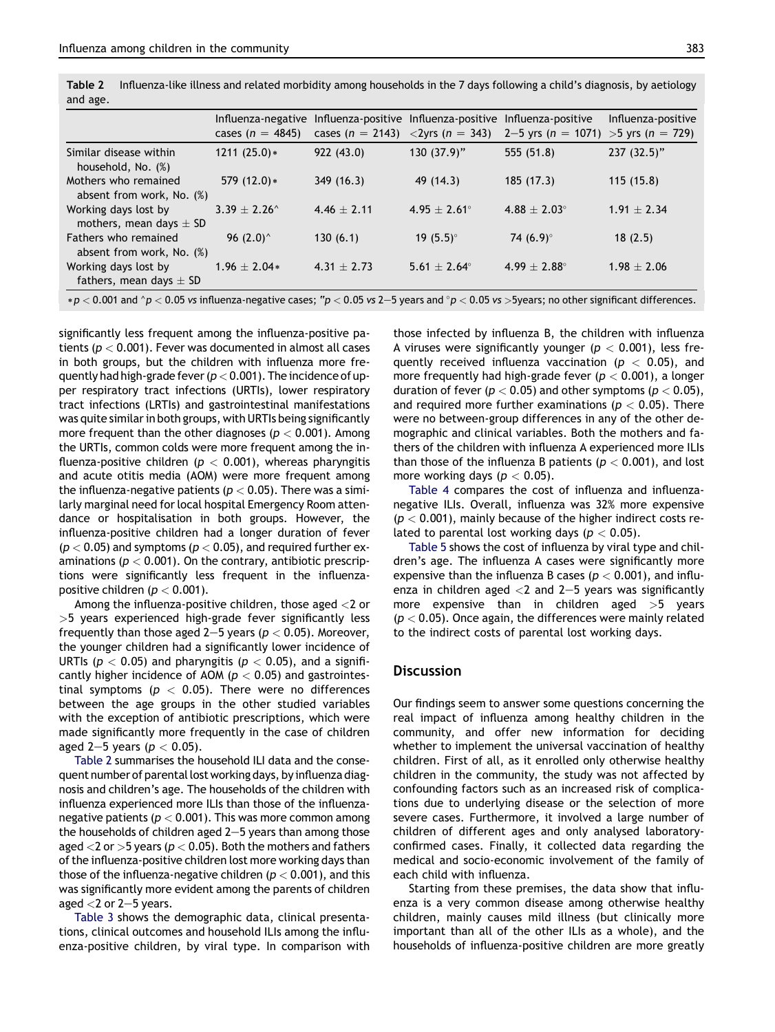Table 2 Influenza-like illness and related morbidity among households in the 7 days following a child's diagnosis, by aetiology and age.

| | Influenza-negative cases ($n$ = 4845) | Influenza-positive cases ($n$ = 2143) | Influenza-positive <2yrs ($n$ = 343) | Influenza-positive 2–5 yrs ($n$ = 1071) | Influenza-positive >5 yrs ($n$ = 729) |
|---|---|---|---|---|---|
| Similar disease within household, No. (%) | 1211 (25.0)* | 922 (43.0) | 130 (37.9)" | 555 (51.8) | 237 (32.5)" |
| Mothers who remained absent from work, No. (%) | 579 (12.0)* | 349 (16.3) | 49 (14.3) | 185 (17.3) | 115 (15.8) |
| Working days lost by mothers, mean days ± SD | 3.39 ± 2.26^ | 4.46 ± 2.11 | 4.95 ± 2.61° | 4.88 ± 2.03° | 1.91 ± 2.34 |
| Fathers who remained absent from work, No. (%) | 96 (2.0)^ | 130 (6.1) | 19 (5.5)° | 74 (6.9)° | 18 (2.5) |
| Working days lost by fathers, mean days ± SD | 1.96 ± 2.04* | 4.31 ± 2.73 | 5.61 ± 2.64° | 4.99 ± 2.88° | 1.98 ± 2.06 |

*$p < 0.001$ and ^$p < 0.05$ vs influenza-negative cases; "$p < 0.05$ vs 2–5 years and °$p < 0.05$ vs >5years; no other significant differences.

significantly less frequent among the influenza-positive patients ($p < 0.001$). Fever was documented in almost all cases in both groups, but the children with influenza more frequently had high-grade fever ($p < 0.001$). The incidence of upper respiratory tract infections (URTIs), lower respiratory tract infections (LRTIs) and gastrointestinal manifestations was quite similar in both groups, with URTIs being significantly more frequent than the other diagnoses ($p < 0.001$). Among the URTIs, common colds were more frequent among the influenza-positive children ($p < 0.001$), whereas pharyngitis and acute otitis media (AOM) were more frequent among the influenza-negative patients ($p < 0.05$). There was a similarly marginal need for local hospital Emergency Room attendance or hospitalisation in both groups. However, the influenza-positive children had a longer duration of fever ($p < 0.05$) and symptoms ($p < 0.05$), and required further examinations ($p < 0.001$). On the contrary, antibiotic prescriptions were significantly less frequent in the influenza-positive children ($p < 0.001$).

Among the influenza-positive children, those aged <2 or >5 years experienced high-grade fever significantly less frequently than those aged 2–5 years ($p < 0.05$). Moreover, the younger children had a significantly lower incidence of URTIs ($p < 0.05$) and pharyngitis ($p < 0.05$), and a significantly higher incidence of AOM ($p < 0.05$) and gastrointestinal symptoms ($p < 0.05$). There were no differences between the age groups in the other studied variables with the exception of antibiotic prescriptions, which were made significantly more frequently in the case of children aged 2–5 years ($p < 0.05$).

Table 2 summarises the household ILI data and the consequent number of parental lost working days, by influenza diagnosis and children's age. The households of the children with influenza experienced more ILIs than those of the influenza-negative patients ($p < 0.001$). This was more common among the households of children aged 2–5 years than among those aged <2 or >5 years ($p < 0.05$). Both the mothers and fathers of the influenza-positive children lost more working days than those of the influenza-negative children ($p < 0.001$), and this was significantly more evident among the parents of children aged <2 or 2–5 years.

Table 3 shows the demographic data, clinical presentations, clinical outcomes and household ILIs among the influenza-positive children, by viral type. In comparison with those infected by influenza B, the children with influenza A viruses were significantly younger ($p < 0.001$), less frequently received influenza vaccination ($p < 0.05$), and more frequently had high-grade fever ($p < 0.001$), a longer duration of fever ($p < 0.05$) and other symptoms ($p < 0.05$), and required more further examinations ($p < 0.05$). There were no between-group differences in any of the other demographic and clinical variables. Both the mothers and fathers of the children with influenza A experienced more ILIs than those of the influenza B patients ($p < 0.001$), and lost more working days ($p < 0.05$).

Table 4 compares the cost of influenza and influenza-negative ILIs. Overall, influenza was 32% more expensive ($p < 0.001$), mainly because of the higher indirect costs related to parental lost working days ($p < 0.05$).

Table 5 shows the cost of influenza by viral type and children's age. The influenza A cases were significantly more expensive than the influenza B cases ($p < 0.001$), and influenza in children aged <2 and 2–5 years was significantly more expensive than in children aged >5 years ($p < 0.05$). Once again, the differences were mainly related to the indirect costs of parental lost working days.

## Discussion

Our findings seem to answer some questions concerning the real impact of influenza among healthy children in the community, and offer new information for deciding whether to implement the universal vaccination of healthy children. First of all, as it enrolled only otherwise healthy children in the community, the study was not affected by confounding factors such as an increased risk of complications due to underlying disease or the selection of more severe cases. Furthermore, it involved a large number of children of different ages and only analysed laboratory-confirmed cases. Finally, it collected data regarding the medical and socio-economic involvement of the family of each child with influenza.

Starting from these premises, the data show that influenza is a very common disease among otherwise healthy children, mainly causes mild illness (but clinically more important than all of the other ILIs as a whole), and the households of influenza-positive children are more greatly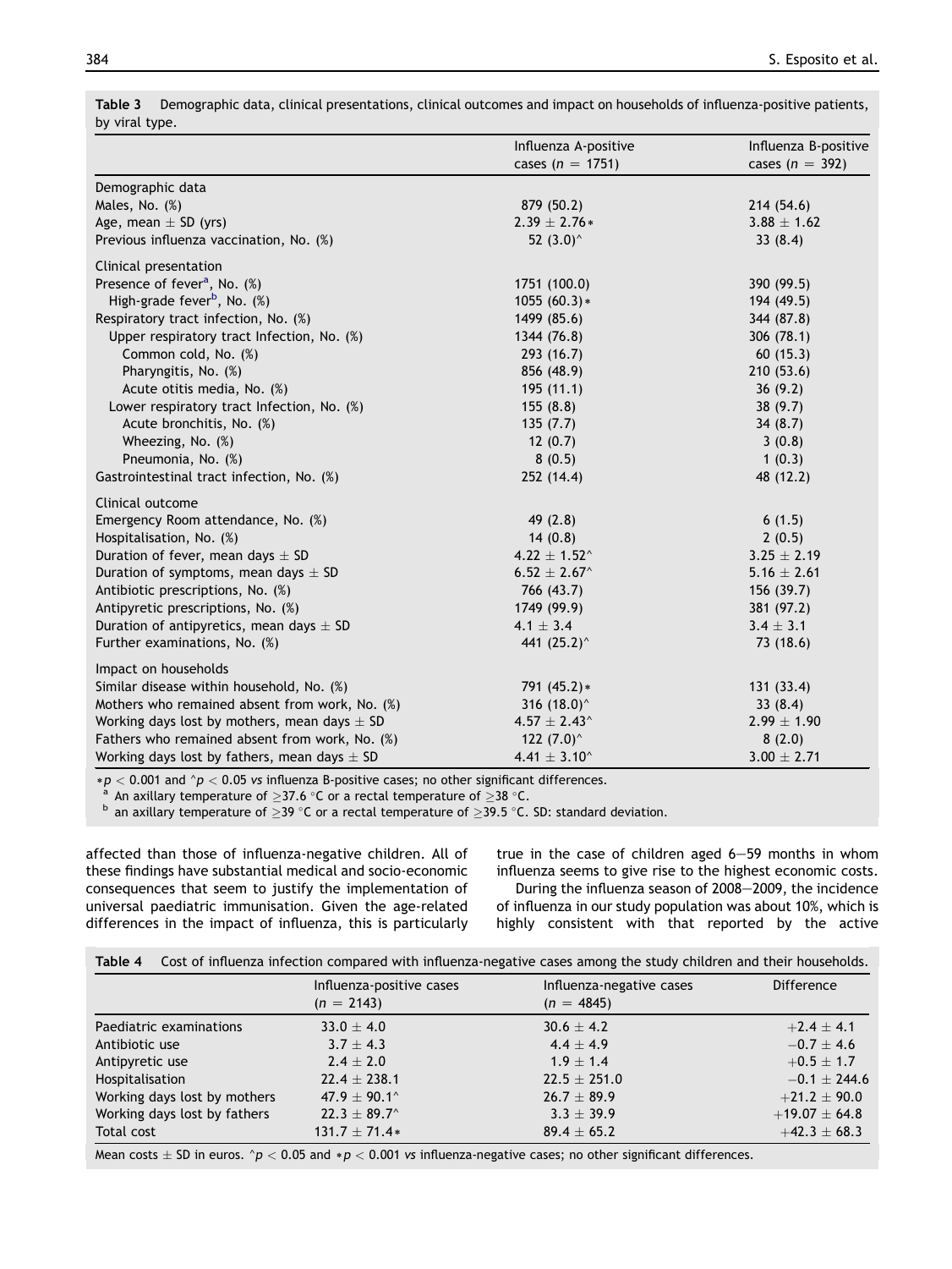**Table 3** Demographic data, clinical presentations, clinical outcomes and impact on households of influenza-positive patients, by viral type.

| | Influenza A-positive cases ($n$ = 1751) | Influenza B-positive cases ($n$ = 392) |
|---|---|---|
| Demographic data | | |
| Males, No. (%) | 879 (50.2) | 214 (54.6) |
| Age, mean ± SD (yrs) | 2.39 ± 2.76* | 3.88 ± 1.62 |
| Previous influenza vaccination, No. (%) | 52 (3.0)^ | 33 (8.4) |
| Clinical presentation | | |
| Presence of fever[a], No. (%) | 1751 (100.0) | 390 (99.5) |
| High-grade fever[b], No. (%) | 1055 (60.3)* | 194 (49.5) |
| Respiratory tract infection, No. (%) | 1499 (85.6) | 344 (87.8) |
| Upper respiratory tract Infection, No. (%) | 1344 (76.8) | 306 (78.1) |
| Common cold, No. (%) | 293 (16.7) | 60 (15.3) |
| Pharyngitis, No. (%) | 856 (48.9) | 210 (53.6) |
| Acute otitis media, No. (%) | 195 (11.1) | 36 (9.2) |
| Lower respiratory tract Infection, No. (%) | 155 (8.8) | 38 (9.7) |
| Acute bronchitis, No. (%) | 135 (7.7) | 34 (8.7) |
| Wheezing, No. (%) | 12 (0.7) | 3 (0.8) |
| Pneumonia, No. (%) | 8 (0.5) | 1 (0.3) |
| Gastrointestinal tract infection, No. (%) | 252 (14.4) | 48 (12.2) |
| Clinical outcome | | |
| Emergency Room attendance, No. (%) | 49 (2.8) | 6 (1.5) |
| Hospitalisation, No. (%) | 14 (0.8) | 2 (0.5) |
| Duration of fever, mean days ± SD | 4.22 ± 1.52^ | 3.25 ± 2.19 |
| Duration of symptoms, mean days ± SD | 6.52 ± 2.67^ | 5.16 ± 2.61 |
| Antibiotic prescriptions, No. (%) | 766 (43.7) | 156 (39.7) |
| Antipyretic prescriptions, No. (%) | 1749 (99.9) | 381 (97.2) |
| Duration of antipyretics, mean days ± SD | 4.1 ± 3.4 | 3.4 ± 3.1 |
| Further examinations, No. (%) | 441 (25.2)^ | 73 (18.6) |
| Impact on households | | |
| Similar disease within household, No. (%) | 791 (45.2)* | 131 (33.4) |
| Mothers who remained absent from work, No. (%) | 316 (18.0)^ | 33 (8.4) |
| Working days lost by mothers, mean days ± SD | 4.57 ± 2.43^ | 2.99 ± 1.90 |
| Fathers who remained absent from work, No. (%) | 122 (7.0)^ | 8 (2.0) |
| Working days lost by fathers, mean days ± SD | 4.41 ± 3.10^ | 3.00 ± 2.71 |

*$p < 0.001$ and ^$p < 0.05$ *vs* influenza B-positive cases; no other significant differences.
[a] An axillary temperature of ≥37.6 °C or a rectal temperature of ≥38 °C.
[b] an axillary temperature of ≥39 °C or a rectal temperature of ≥39.5 °C. SD: standard deviation.

affected than those of influenza-negative children. All of these findings have substantial medical and socio-economic consequences that seem to justify the implementation of universal paediatric immunisation. Given the age-related differences in the impact of influenza, this is particularly true in the case of children aged 6–59 months in whom influenza seems to give rise to the highest economic costs.

During the influenza season of 2008–2009, the incidence of influenza in our study population was about 10%, which is highly consistent with that reported by the active

**Table 4** Cost of influenza infection compared with influenza-negative cases among the study children and their households.

| | Influenza-positive cases ($n$ = 2143) | Influenza-negative cases ($n$ = 4845) | Difference |
|---|---|---|---|
| Paediatric examinations | 33.0 ± 4.0 | 30.6 ± 4.2 | +2.4 ± 4.1 |
| Antibiotic use | 3.7 ± 4.3 | 4.4 ± 4.9 | −0.7 ± 4.6 |
| Antipyretic use | 2.4 ± 2.0 | 1.9 ± 1.4 | +0.5 ± 1.7 |
| Hospitalisation | 22.4 ± 238.1 | 22.5 ± 251.0 | −0.1 ± 244.6 |
| Working days lost by mothers | 47.9 ± 90.1^ | 26.7 ± 89.9 | +21.2 ± 90.0 |
| Working days lost by fathers | 22.3 ± 89.7^ | 3.3 ± 39.9 | +19.07 ± 64.8 |
| Total cost | 131.7 ± 71.4* | 89.4 ± 65.2 | +42.3 ± 68.3 |

Mean costs ± SD in euros. ^$p < 0.05$ and *$p < 0.001$ *vs* influenza-negative cases; no other significant differences.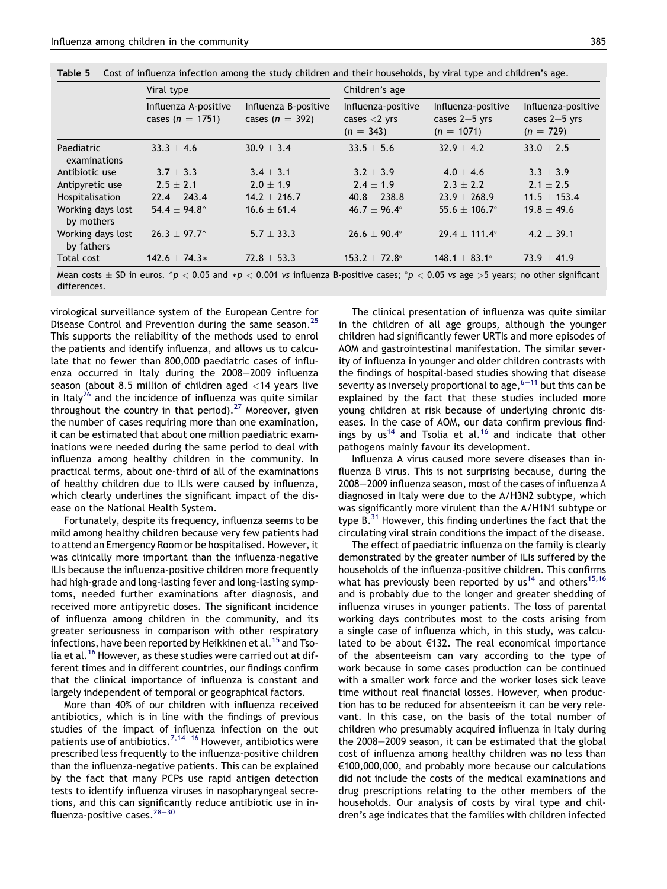**Table 5** Cost of influenza infection among the study children and their households, by viral type and children's age.

| | Viral type | | Children's age | | |
|---|---|---|---|---|---|
| | Influenza A-positive cases ($n = 1751$) | Influenza B-positive cases ($n = 392$) | Influenza-positive cases <2 yrs ($n = 343$) | Influenza-positive cases 2–5 yrs ($n = 1071$) | Influenza-positive cases 2–5 yrs ($n = 729$) |
| Paediatric examinations | $33.3 \pm 4.6$ | $30.9 \pm 3.4$ | $33.5 \pm 5.6$ | $32.9 \pm 4.2$ | $33.0 \pm 2.5$ |
| Antibiotic use | $3.7 \pm 3.3$ | $3.4 \pm 3.1$ | $3.2 \pm 3.9$ | $4.0 \pm 4.6$ | $3.3 \pm 3.9$ |
| Antipyretic use | $2.5 \pm 2.1$ | $2.0 \pm 1.9$ | $2.4 \pm 1.9$ | $2.3 \pm 2.2$ | $2.1 \pm 2.5$ |
| Hospitalisation | $22.4 \pm 243.4$ | $14.2 \pm 216.7$ | $40.8 \pm 238.8$ | $23.9 \pm 268.9$ | $11.5 \pm 153.4$ |
| Working days lost by mothers | $54.4 \pm 94.8$^ | $16.6 \pm 61.4$ | $46.7 \pm 96.4$° | $55.6 \pm 106.7$° | $19.8 \pm 49.6$ |
| Working days lost by fathers | $26.3 \pm 97.7$^ | $5.7 \pm 33.3$ | $26.6 \pm 90.4$° | $29.4 \pm 111.4$° | $4.2 \pm 39.1$ |
| Total cost | $142.6 \pm 74.3$* | $72.8 \pm 53.3$ | $153.2 \pm 72.8$° | $148.1 \pm 83.1$° | $73.9 \pm 41.9$ |

Mean costs ± SD in euros. ^$p < 0.05$ and *$p < 0.001$ *vs* influenza B-positive cases; °$p < 0.05$ *vs* age >5 years; no other significant differences.

virological surveillance system of the European Centre for Disease Control and Prevention during the same season.[25] This supports the reliability of the methods used to enrol the patients and identify influenza, and allows us to calculate that no fewer than 800,000 paediatric cases of influenza occurred in Italy during the 2008–2009 influenza season (about 8.5 million of children aged <14 years live in Italy[26] and the incidence of influenza was quite similar throughout the country in that period).[27] Moreover, given the number of cases requiring more than one examination, it can be estimated that about one million paediatric examinations were needed during the same period to deal with influenza among healthy children in the community. In practical terms, about one-third of all of the examinations of healthy children due to ILIs were caused by influenza, which clearly underlines the significant impact of the disease on the National Health System.

Fortunately, despite its frequency, influenza seems to be mild among healthy children because very few patients had to attend an Emergency Room or be hospitalised. However, it was clinically more important than the influenza-negative ILIs because the influenza-positive children more frequently had high-grade and long-lasting fever and long-lasting symptoms, needed further examinations after diagnosis, and received more antipyretic doses. The significant incidence of influenza among children in the community, and its greater seriousness in comparison with other respiratory infections, have been reported by Heikkinen et al.[15] and Tsolia et al.[16] However, as these studies were carried out at different times and in different countries, our findings confirm that the clinical importance of influenza is constant and largely independent of temporal or geographical factors.

More than 40% of our children with influenza received antibiotics, which is in line with the findings of previous studies of the impact of influenza infection on the out patients use of antibiotics.[7,14–16] However, antibiotics were prescribed less frequently to the influenza-positive children than the influenza-negative patients. This can be explained by the fact that many PCPs use rapid antigen detection tests to identify influenza viruses in nasopharyngeal secretions, and this can significantly reduce antibiotic use in influenza-positive cases.[28–30]

The clinical presentation of influenza was quite similar in the children of all age groups, although the younger children had significantly fewer URTIs and more episodes of AOM and gastrointestinal manifestation. The similar severity of influenza in younger and older children contrasts with the findings of hospital-based studies showing that disease severity as inversely proportional to age,[6–11] but this can be explained by the fact that these studies included more young children at risk because of underlying chronic diseases. In the case of AOM, our data confirm previous findings by us[14] and Tsolia et al.[16] and indicate that other pathogens mainly favour its development.

Influenza A virus caused more severe diseases than influenza B virus. This is not surprising because, during the 2008–2009 influenza season, most of the cases of influenza A diagnosed in Italy were due to the A/H3N2 subtype, which was significantly more virulent than the A/H1N1 subtype or type B.[31] However, this finding underlines the fact that the circulating viral strain conditions the impact of the disease.

The effect of paediatric influenza on the family is clearly demonstrated by the greater number of ILIs suffered by the households of the influenza-positive children. This confirms what has previously been reported by us[14] and others[15,16] and is probably due to the longer and greater shedding of influenza viruses in younger patients. The loss of parental working days contributes most to the costs arising from a single case of influenza which, in this study, was calculated to be about €132. The real economical importance of the absenteeism can vary according to the type of work because in some cases production can be continued with a smaller work force and the worker loses sick leave time without real financial losses. However, when production has to be reduced for absenteeism it can be very relevant. In this case, on the basis of the total number of children who presumably acquired influenza in Italy during the 2008–2009 season, it can be estimated that the global cost of influenza among healthy children was no less than €100,000,000, and probably more because our calculations did not include the costs of the medical examinations and drug prescriptions relating to the other members of the households. Our analysis of costs by viral type and children's age indicates that the families with children infected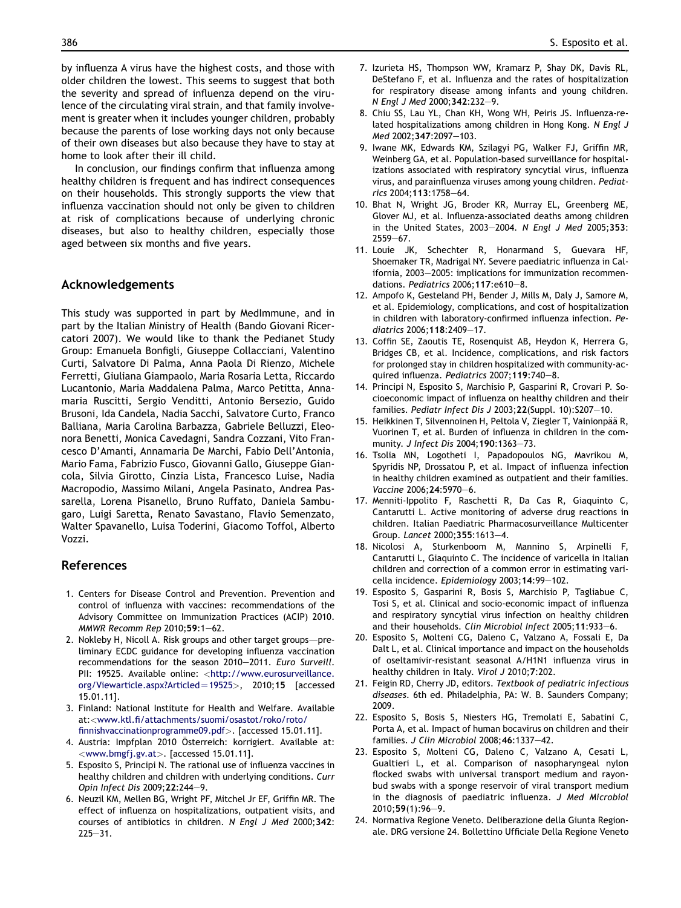by influenza A virus have the highest costs, and those with older children the lowest. This seems to suggest that both the severity and spread of influenza depend on the virulence of the circulating viral strain, and that family involvement is greater when it includes younger children, probably because the parents of lose working days not only because of their own diseases but also because they have to stay at home to look after their ill child.

In conclusion, our findings confirm that influenza among healthy children is frequent and has indirect consequences on their households. This strongly supports the view that influenza vaccination should not only be given to children at risk of complications because of underlying chronic diseases, but also to healthy children, especially those aged between six months and five years.

## Acknowledgements

This study was supported in part by MedImmune, and in part by the Italian Ministry of Health (Bando Giovani Ricercatori 2007). We would like to thank the Pedianet Study Group: Emanuela Bonfigli, Giuseppe Collacciani, Valentino Curti, Salvatore Di Palma, Anna Paola Di Rienzo, Michele Ferretti, Giuliana Giampaolo, Maria Rosaria Letta, Riccardo Lucantonio, Maria Maddalena Palma, Marco Petitta, Annamaria Ruscitti, Sergio Venditti, Antonio Bersezio, Guido Brusoni, Ida Candela, Nadia Sacchi, Salvatore Curto, Franco Balliana, Maria Carolina Barbazza, Gabriele Belluzzi, Eleonora Benetti, Monica Cavedagni, Sandra Cozzani, Vito Francesco D'Amanti, Annamaria De Marchi, Fabio Dell'Antonia, Mario Fama, Fabrizio Fusco, Giovanni Gallo, Giuseppe Giancola, Silvia Girotto, Cinzia Lista, Francesco Luise, Nadia Macropodio, Massimo Milani, Angela Pasinato, Andrea Passarella, Lorena Pisanello, Bruno Ruffato, Daniela Sambugaro, Luigi Saretta, Renato Savastano, Flavio Semenzato, Walter Spavanello, Luisa Toderini, Giacomo Toffol, Alberto Vozzi.

## References

1. Centers for Disease Control and Prevention. Prevention and control of influenza with vaccines: recommendations of the Advisory Committee on Immunization Practices (ACIP) 2010. *MMWR Recomm Rep* 2010;**59**:1–62.
2. Nokleby H, Nicoll A. Risk groups and other target groups—preliminary ECDC guidance for developing influenza vaccination recommendations for the season 2010–2011. *Euro Surveill*. PII: 19525. Available online: <http://www.eurosurveillance.org/Viewarticle.aspx?ArticleId=19525>, 2010;**15** [accessed 15.01.11].
3. Finland: National Institute for Health and Welfare. Available at:<www.ktl.fi/attachments/suomi/osastot/roko/roto/finnishvaccinationprogramme09.pdf>. [accessed 15.01.11].
4. Austria: Impfplan 2010 Österreich: korrigiert. Available at: <www.bmgfj.gv.at>. [accessed 15.01.11].
5. Esposito S, Principi N. The rational use of influenza vaccines in healthy children and children with underlying conditions. *Curr Opin Infect Dis* 2009;**22**:244–9.
6. Neuzil KM, Mellen BG, Wright PF, Mitchel Jr EF, Griffin MR. The effect of influenza on hospitalizations, outpatient visits, and courses of antibiotics in children. *N Engl J Med* 2000;**342**:225–31.
7. Izurieta HS, Thompson WW, Kramarz P, Shay DK, Davis RL, DeStefano F, et al. Influenza and the rates of hospitalization for respiratory disease among infants and young children. *N Engl J Med* 2000;**342**:232–9.
8. Chiu SS, Lau YL, Chan KH, Wong WH, Peiris JS. Influenza-related hospitalizations among children in Hong Kong. *N Engl J Med* 2002;**347**:2097–103.
9. Iwane MK, Edwards KM, Szilagyi PG, Walker FJ, Griffin MR, Weinberg GA, et al. Population-based surveillance for hospitalizations associated with respiratory syncytial virus, influenza virus, and parainfluenza viruses among young children. *Pediatrics* 2004;**113**:1758–64.
10. Bhat N, Wright JG, Broder KR, Murray EL, Greenberg ME, Glover MJ, et al. Influenza-associated deaths among children in the United States, 2003–2004. *N Engl J Med* 2005;**353**:2559–67.
11. Louie JK, Schechter R, Honarmand S, Guevara HF, Shoemaker TR, Madrigal NY. Severe paediatric influenza in California, 2003–2005: implications for immunization recommendations. *Pediatrics* 2006;**117**:e610–8.
12. Ampofo K, Gesteland PH, Bender J, Mills M, Daly J, Samore M, et al. Epidemiology, complications, and cost of hospitalization in children with laboratory-confirmed influenza infection. *Pediatrics* 2006;**118**:2409–17.
13. Coffin SE, Zaoutis TE, Rosenquist AB, Heydon K, Herrera G, Bridges CB, et al. Incidence, complications, and risk factors for prolonged stay in children hospitalized with community-acquired influenza. *Pediatrics* 2007;**119**:740–8.
14. Principi N, Esposito S, Marchisio P, Gasparini R, Crovari P. Socioeconomic impact of influenza on healthy children and their families. *Pediatr Infect Dis J* 2003;**22**(Suppl. 10):S207–10.
15. Heikkinen T, Silvennoinen H, Peltola V, Ziegler T, Vainionpää R, Vuorinen T, et al. Burden of influenza in children in the community. *J Infect Dis* 2004;**190**:1363–73.
16. Tsolia MN, Logotheti I, Papadopoulos NG, Mavrikou M, Spyridis NP, Drossatou P, et al. Impact of influenza infection in healthy children examined as outpatient and their families. *Vaccine* 2006;**24**:5970–6.
17. Menniti-Ippolito F, Raschetti R, Da Cas R, Giaquinto C, Cantarutti L. Active monitoring of adverse drug reactions in children. Italian Paediatric Pharmacosurveillance Multicenter Group. *Lancet* 2000;**355**:1613–4.
18. Nicolosi A, Sturkenboom M, Mannino S, Arpinelli F, Cantarutti L, Giaquinto C. The incidence of varicella in Italian children and correction of a common error in estimating varicella incidence. *Epidemiology* 2003;**14**:99–102.
19. Esposito S, Gasparini R, Bosis S, Marchisio P, Tagliabue C, Tosi S, et al. Clinical and socio-economic impact of influenza and respiratory syncytial virus infection on healthy children and their households. *Clin Microbiol Infect* 2005;**11**:933–6.
20. Esposito S, Molteni CG, Daleno C, Valzano A, Fossali E, Da Dalt L, et al. Clinical importance and impact on the households of oseltamivir-resistant seasonal A/H1N1 influenza virus in healthy children in Italy. *Virol J* 2010;**7**:202.
21. Feigin RD, Cherry JD, editors. *Textbook of pediatric infectious diseases*. 6th ed. Philadelphia, PA: W. B. Saunders Company; 2009.
22. Esposito S, Bosis S, Niesters HG, Tremolati E, Sabatini C, Porta A, et al. Impact of human bocavirus on children and their families. *J Clin Microbiol* 2008;**46**:1337–42.
23. Esposito S, Molteni CG, Daleno C, Valzano A, Cesati L, Gualtieri L, et al. Comparison of nasopharyngeal nylon flocked swabs with universal transport medium and rayon-bud swabs with a sponge reservoir of viral transport medium in the diagnosis of paediatric influenza. *J Med Microbiol* 2010;**59**(1):96–9.
24. Normativa Regione Veneto. Deliberazione della Giunta Regionale. DRG versione 24. Bollettino Ufficiale Della Regione Veneto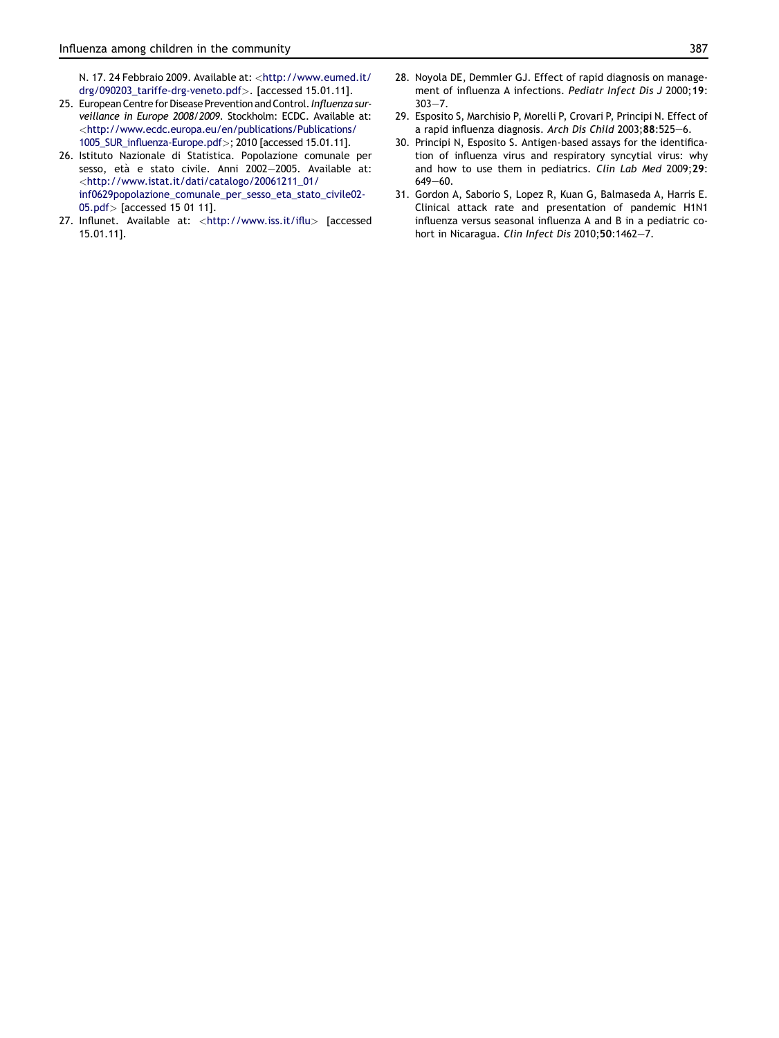N. 17. 24 Febbraio 2009. Available at: <http://www.eumed.it/drg/090203_tariffe-drg-veneto.pdf>. [accessed 15.01.11].

25. European Centre for Disease Prevention and Control. *Influenza surveillance in Europe 2008/2009*. Stockholm: ECDC. Available at: <http://www.ecdc.europa.eu/en/publications/Publications/1005_SUR_influenza-Europe.pdf>; 2010 [accessed 15.01.11].
26. Istituto Nazionale di Statistica. Popolazione comunale per sesso, età e stato civile. Anni 2002–2005. Available at: <http://www.istat.it/dati/catalogo/20061211_01/inf0629popolazione_comunale_per_sesso_eta_stato_civile02-05.pdf> [accessed 15 01 11].
27. Influnet. Available at: <http://www.iss.it/iflu> [accessed 15.01.11].
28. Noyola DE, Demmler GJ. Effect of rapid diagnosis on management of influenza A infections. *Pediatr Infect Dis J* 2000;**19**:303–7.
29. Esposito S, Marchisio P, Morelli P, Crovari P, Principi N. Effect of a rapid influenza diagnosis. *Arch Dis Child* 2003;**88**:525–6.
30. Principi N, Esposito S. Antigen-based assays for the identification of influenza virus and respiratory syncytial virus: why and how to use them in pediatrics. *Clin Lab Med* 2009;**29**:649–60.
31. Gordon A, Saborio S, Lopez R, Kuan G, Balmaseda A, Harris E. Clinical attack rate and presentation of pandemic H1N1 influenza versus seasonal influenza A and B in a pediatric cohort in Nicaragua. *Clin Infect Dis* 2010;**50**:1462–7.